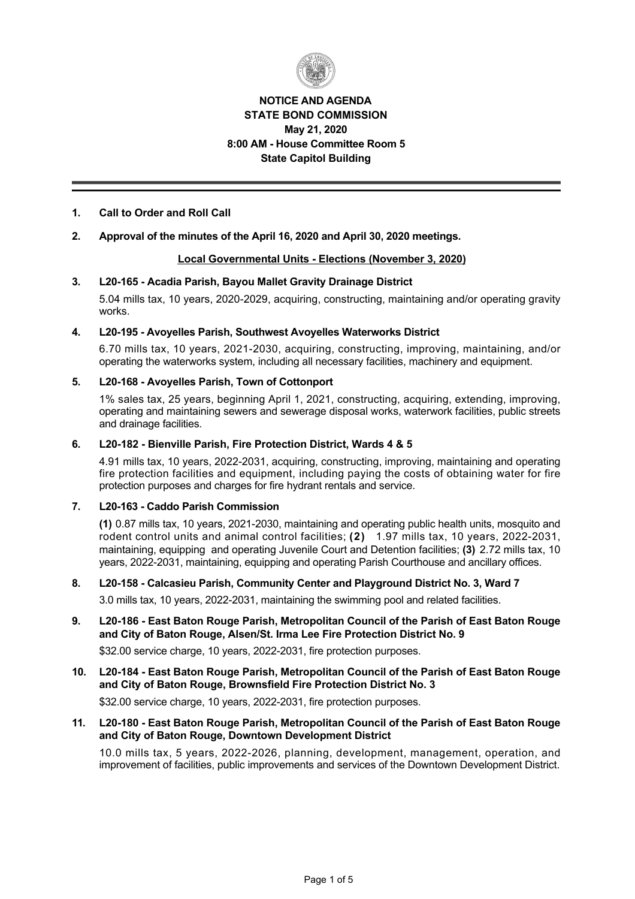**NOTICE AND AGENDA**
**STATE BOND COMMISSION**
**May 21, 2020**
**8:00 AM - House Committee Room 5**
**State Capitol Building**

---

**1. Call to Order and Roll Call**

**2. Approval of the minutes of the April 16, 2020 and April 30, 2020 meetings.**

**Local Governmental Units - Elections (November 3, 2020)**

**3. L20-165 - Acadia Parish, Bayou Mallet Gravity Drainage District**

5.04 mills tax, 10 years, 2020-2029, acquiring, constructing, maintaining and/or operating gravity works.

**4. L20-195 - Avoyelles Parish, Southwest Avoyelles Waterworks District**

6.70 mills tax, 10 years, 2021-2030, acquiring, constructing, improving, maintaining, and/or operating the waterworks system, including all necessary facilities, machinery and equipment.

**5. L20-168 - Avoyelles Parish, Town of Cottonport**

1% sales tax, 25 years, beginning April 1, 2021, constructing, acquiring, extending, improving, operating and maintaining sewers and sewerage disposal works, waterwork facilities, public streets and drainage facilities.

**6. L20-182 - Bienville Parish, Fire Protection District, Wards 4 & 5**

4.91 mills tax, 10 years, 2022-2031, acquiring, constructing, improving, maintaining and operating fire protection facilities and equipment, including paying the costs of obtaining water for fire protection purposes and charges for fire hydrant rentals and service.

**7. L20-163 - Caddo Parish Commission**

**(1)** 0.87 mills tax, 10 years, 2021-2030, maintaining and operating public health units, mosquito and rodent control units and animal control facilities; **(2)** 1.97 mills tax, 10 years, 2022-2031, maintaining, equipping and operating Juvenile Court and Detention facilities; **(3)** 2.72 mills tax, 10 years, 2022-2031, maintaining, equipping and operating Parish Courthouse and ancillary offices.

**8. L20-158 - Calcasieu Parish, Community Center and Playground District No. 3, Ward 7**

3.0 mills tax, 10 years, 2022-2031, maintaining the swimming pool and related facilities.

**9. L20-186 - East Baton Rouge Parish, Metropolitan Council of the Parish of East Baton Rouge and City of Baton Rouge, Alsen/St. Irma Lee Fire Protection District No. 9**

$32.00 service charge, 10 years, 2022-2031, fire protection purposes.

**10. L20-184 - East Baton Rouge Parish, Metropolitan Council of the Parish of East Baton Rouge and City of Baton Rouge, Brownsfield Fire Protection District No. 3**

$32.00 service charge, 10 years, 2022-2031, fire protection purposes.

**11. L20-180 - East Baton Rouge Parish, Metropolitan Council of the Parish of East Baton Rouge and City of Baton Rouge, Downtown Development District**

10.0 mills tax, 5 years, 2022-2026, planning, development, management, operation, and improvement of facilities, public improvements and services of the Downtown Development District.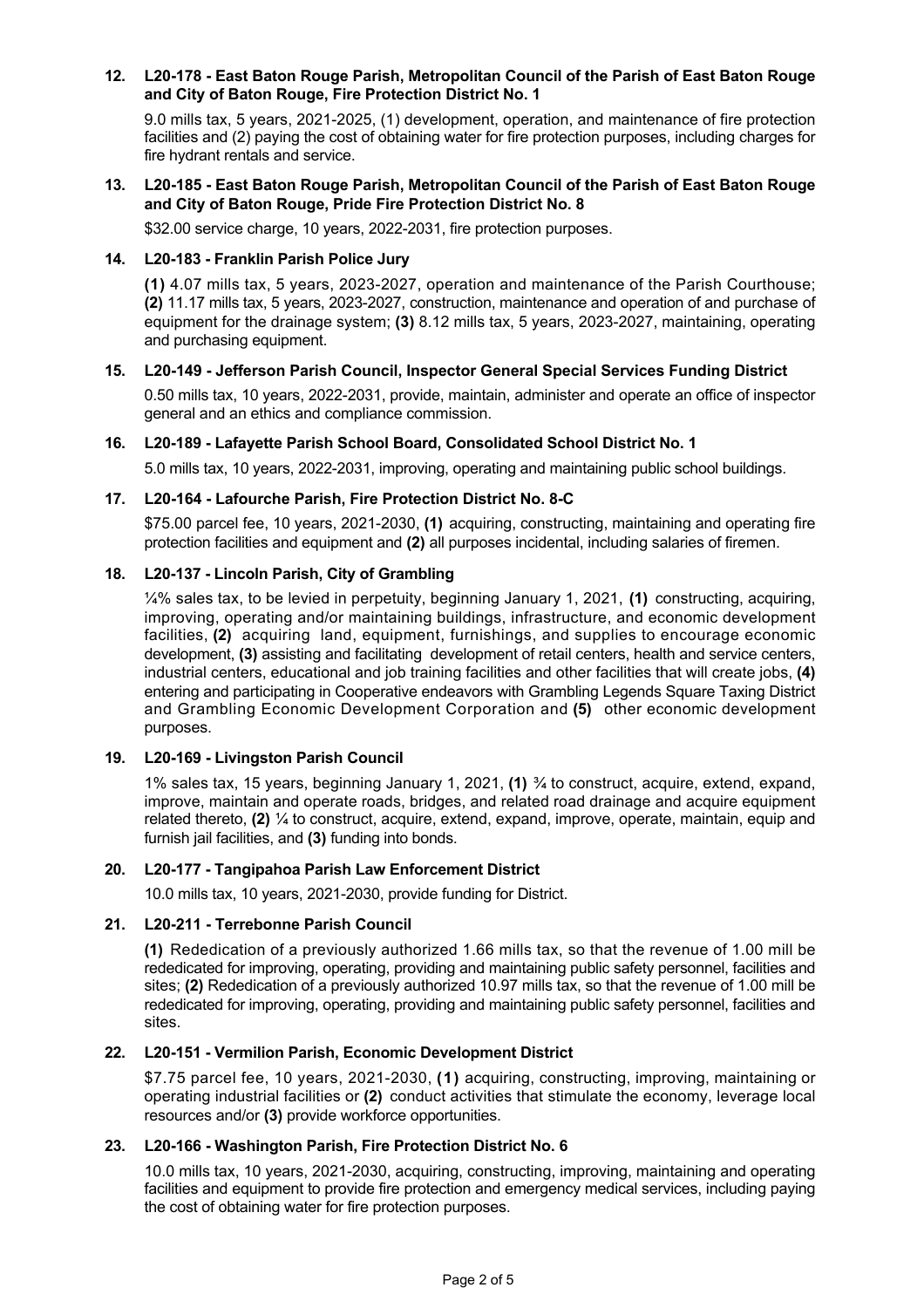**12. L20-178 - East Baton Rouge Parish, Metropolitan Council of the Parish of East Baton Rouge and City of Baton Rouge, Fire Protection District No. 1**

9.0 mills tax, 5 years, 2021-2025, (1) development, operation, and maintenance of fire protection facilities and (2) paying the cost of obtaining water for fire protection purposes, including charges for fire hydrant rentals and service.

**13. L20-185 - East Baton Rouge Parish, Metropolitan Council of the Parish of East Baton Rouge and City of Baton Rouge, Pride Fire Protection District No. 8**

$32.00 service charge, 10 years, 2022-2031, fire protection purposes.

**14. L20-183 - Franklin Parish Police Jury**

**(1)** 4.07 mills tax, 5 years, 2023-2027, operation and maintenance of the Parish Courthouse; **(2)** 11.17 mills tax, 5 years, 2023-2027, construction, maintenance and operation of and purchase of equipment for the drainage system; **(3)** 8.12 mills tax, 5 years, 2023-2027, maintaining, operating and purchasing equipment.

**15. L20-149 - Jefferson Parish Council, Inspector General Special Services Funding District**

0.50 mills tax, 10 years, 2022-2031, provide, maintain, administer and operate an office of inspector general and an ethics and compliance commission.

**16. L20-189 - Lafayette Parish School Board, Consolidated School District No. 1**

5.0 mills tax, 10 years, 2022-2031, improving, operating and maintaining public school buildings.

**17. L20-164 - Lafourche Parish, Fire Protection District No. 8-C**

$75.00 parcel fee, 10 years, 2021-2030, **(1)** acquiring, constructing, maintaining and operating fire protection facilities and equipment and **(2)** all purposes incidental, including salaries of firemen.

**18. L20-137 - Lincoln Parish, City of Grambling**

¼% sales tax, to be levied in perpetuity, beginning January 1, 2021, **(1)** constructing, acquiring, improving, operating and/or maintaining buildings, infrastructure, and economic development facilities, **(2)** acquiring land, equipment, furnishings, and supplies to encourage economic development, **(3)** assisting and facilitating development of retail centers, health and service centers, industrial centers, educational and job training facilities and other facilities that will create jobs, **(4)** entering and participating in Cooperative endeavors with Grambling Legends Square Taxing District and Grambling Economic Development Corporation and **(5)** other economic development purposes.

**19. L20-169 - Livingston Parish Council**

1% sales tax, 15 years, beginning January 1, 2021, **(1)** ¾ to construct, acquire, extend, expand, improve, maintain and operate roads, bridges, and related road drainage and acquire equipment related thereto, **(2)** ¼ to construct, acquire, extend, expand, improve, operate, maintain, equip and furnish jail facilities, and **(3)** funding into bonds.

**20. L20-177 - Tangipahoa Parish Law Enforcement District**

10.0 mills tax, 10 years, 2021-2030, provide funding for District.

**21. L20-211 - Terrebonne Parish Council**

**(1)** Rededication of a previously authorized 1.66 mills tax, so that the revenue of 1.00 mill be rededicated for improving, operating, providing and maintaining public safety personnel, facilities and sites; **(2)** Rededication of a previously authorized 10.97 mills tax, so that the revenue of 1.00 mill be rededicated for improving, operating, providing and maintaining public safety personnel, facilities and sites.

**22. L20-151 - Vermilion Parish, Economic Development District**

$7.75 parcel fee, 10 years, 2021-2030, **(1)** acquiring, constructing, improving, maintaining or operating industrial facilities or **(2)** conduct activities that stimulate the economy, leverage local resources and/or **(3)** provide workforce opportunities.

**23. L20-166 - Washington Parish, Fire Protection District No. 6**

10.0 mills tax, 10 years, 2021-2030, acquiring, constructing, improving, maintaining and operating facilities and equipment to provide fire protection and emergency medical services, including paying the cost of obtaining water for fire protection purposes.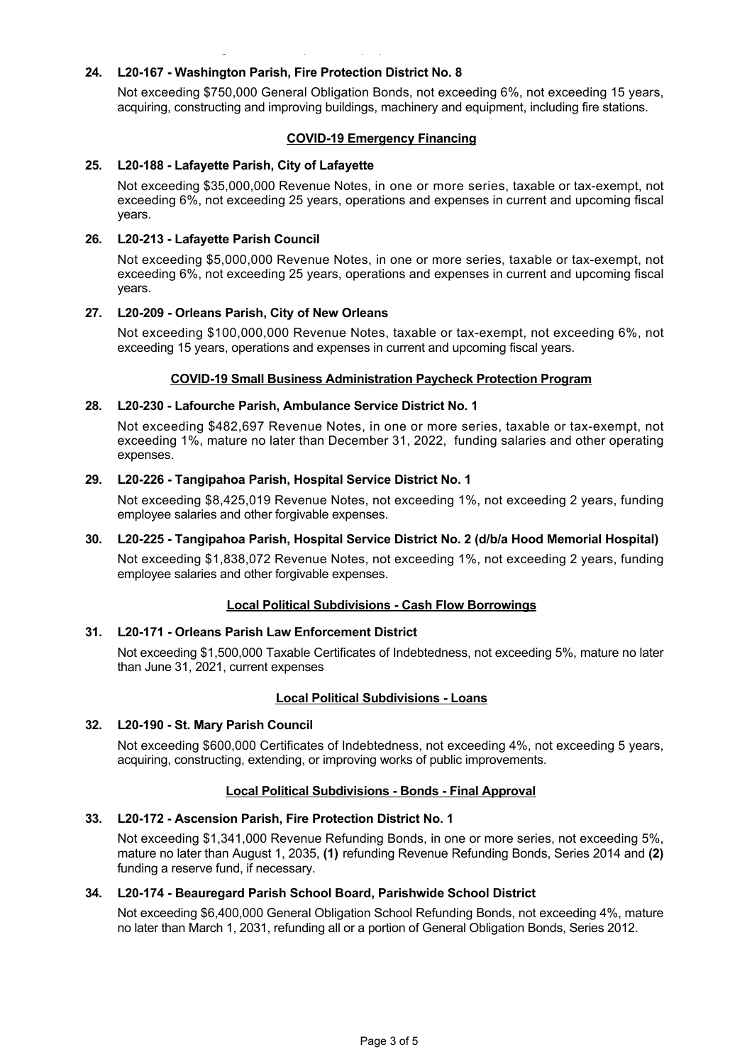**24. L20-167 - Washington Parish, Fire Protection District No. 8**

Not exceeding $750,000 General Obligation Bonds, not exceeding 6%, not exceeding 15 years, acquiring, constructing and improving buildings, machinery and equipment, including fire stations.

**COVID-19 Emergency Financing**

**25. L20-188 - Lafayette Parish, City of Lafayette**

Not exceeding $35,000,000 Revenue Notes, in one or more series, taxable or tax-exempt, not exceeding 6%, not exceeding 25 years, operations and expenses in current and upcoming fiscal years.

**26. L20-213 - Lafayette Parish Council**

Not exceeding $5,000,000 Revenue Notes, in one or more series, taxable or tax-exempt, not exceeding 6%, not exceeding 25 years, operations and expenses in current and upcoming fiscal years.

**27. L20-209 - Orleans Parish, City of New Orleans**

Not exceeding $100,000,000 Revenue Notes, taxable or tax-exempt, not exceeding 6%, not exceeding 15 years, operations and expenses in current and upcoming fiscal years.

**COVID-19 Small Business Administration Paycheck Protection Program**

**28. L20-230 - Lafourche Parish, Ambulance Service District No. 1**

Not exceeding $482,697 Revenue Notes, in one or more series, taxable or tax-exempt, not exceeding 1%, mature no later than December 31, 2022, funding salaries and other operating expenses.

**29. L20-226 - Tangipahoa Parish, Hospital Service District No. 1**

Not exceeding $8,425,019 Revenue Notes, not exceeding 1%, not exceeding 2 years, funding employee salaries and other forgivable expenses.

**30. L20-225 - Tangipahoa Parish, Hospital Service District No. 2 (d/b/a Hood Memorial Hospital)**

Not exceeding $1,838,072 Revenue Notes, not exceeding 1%, not exceeding 2 years, funding employee salaries and other forgivable expenses.

**Local Political Subdivisions - Cash Flow Borrowings**

**31. L20-171 - Orleans Parish Law Enforcement District**

Not exceeding $1,500,000 Taxable Certificates of Indebtedness, not exceeding 5%, mature no later than June 31, 2021, current expenses

**Local Political Subdivisions - Loans**

**32. L20-190 - St. Mary Parish Council**

Not exceeding $600,000 Certificates of Indebtedness, not exceeding 4%, not exceeding 5 years, acquiring, constructing, extending, or improving works of public improvements.

**Local Political Subdivisions - Bonds - Final Approval**

**33. L20-172 - Ascension Parish, Fire Protection District No. 1**

Not exceeding $1,341,000 Revenue Refunding Bonds, in one or more series, not exceeding 5%, mature no later than August 1, 2035, **(1)** refunding Revenue Refunding Bonds, Series 2014 and **(2)** funding a reserve fund, if necessary.

**34. L20-174 - Beauregard Parish School Board, Parishwide School District**

Not exceeding $6,400,000 General Obligation School Refunding Bonds, not exceeding 4%, mature no later than March 1, 2031, refunding all or a portion of General Obligation Bonds, Series 2012.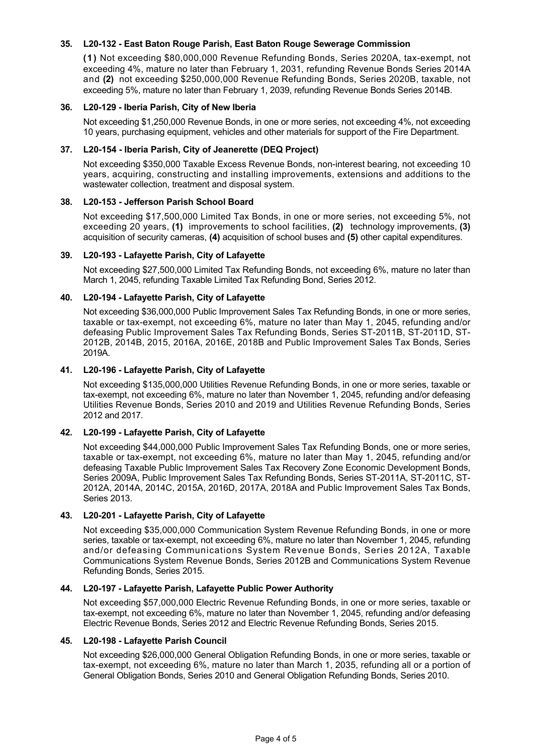**35. L20-132 - East Baton Rouge Parish, East Baton Rouge Sewerage Commission**

**(1)** Not exceeding $80,000,000 Revenue Refunding Bonds, Series 2020A, tax-exempt, not exceeding 4%, mature no later than February 1, 2031, refunding Revenue Bonds Series 2014A and **(2)** not exceeding $250,000,000 Revenue Refunding Bonds, Series 2020B, taxable, not exceeding 5%, mature no later than February 1, 2039, refunding Revenue Bonds Series 2014B.

**36. L20-129 - Iberia Parish, City of New Iberia**

Not exceeding $1,250,000 Revenue Bonds, in one or more series, not exceeding 4%, not exceeding 10 years, purchasing equipment, vehicles and other materials for support of the Fire Department.

**37. L20-154 - Iberia Parish, City of Jeanerette (DEQ Project)**

Not exceeding $350,000 Taxable Excess Revenue Bonds, non-interest bearing, not exceeding 10 years, acquiring, constructing and installing improvements, extensions and additions to the wastewater collection, treatment and disposal system.

**38. L20-153 - Jefferson Parish School Board**

Not exceeding $17,500,000 Limited Tax Bonds, in one or more series, not exceeding 5%, not exceeding 20 years, **(1)** improvements to school facilities, **(2)** technology improvements, **(3)** acquisition of security cameras, **(4)** acquisition of school buses and **(5)** other capital expenditures.

**39. L20-193 - Lafayette Parish, City of Lafayette**

Not exceeding $27,500,000 Limited Tax Refunding Bonds, not exceeding 6%, mature no later than March 1, 2045, refunding Taxable Limited Tax Refunding Bond, Series 2012.

**40. L20-194 - Lafayette Parish, City of Lafayette**

Not exceeding $36,000,000 Public Improvement Sales Tax Refunding Bonds, in one or more series, taxable or tax-exempt, not exceeding 6%, mature no later than May 1, 2045, refunding and/or defeasing Public Improvement Sales Tax Refunding Bonds, Series ST-2011B, ST-2011D, ST-2012B, 2014B, 2015, 2016A, 2016E, 2018B and Public Improvement Sales Tax Bonds, Series 2019A.

**41. L20-196 - Lafayette Parish, City of Lafayette**

Not exceeding $135,000,000 Utilities Revenue Refunding Bonds, in one or more series, taxable or tax-exempt, not exceeding 6%, mature no later than November 1, 2045, refunding and/or defeasing Utilities Revenue Bonds, Series 2010 and 2019 and Utilities Revenue Refunding Bonds, Series 2012 and 2017.

**42. L20-199 - Lafayette Parish, City of Lafayette**

Not exceeding $44,000,000 Public Improvement Sales Tax Refunding Bonds, one or more series, taxable or tax-exempt, not exceeding 6%, mature no later than May 1, 2045, refunding and/or defeasing Taxable Public Improvement Sales Tax Recovery Zone Economic Development Bonds, Series 2009A, Public Improvement Sales Tax Refunding Bonds, Series ST-2011A, ST-2011C, ST-2012A, 2014A, 2014C, 2015A, 2016D, 2017A, 2018A and Public Improvement Sales Tax Bonds, Series 2013.

**43. L20-201 - Lafayette Parish, City of Lafayette**

Not exceeding $35,000,000 Communication System Revenue Refunding Bonds, in one or more series, taxable or tax-exempt, not exceeding 6%, mature no later than November 1, 2045, refunding and/or defeasing Communications System Revenue Bonds, Series 2012A, Taxable Communications System Revenue Bonds, Series 2012B and Communications System Revenue Refunding Bonds, Series 2015.

**44. L20-197 - Lafayette Parish, Lafayette Public Power Authority**

Not exceeding $57,000,000 Electric Revenue Refunding Bonds, in one or more series, taxable or tax-exempt, not exceeding 6%, mature no later than November 1, 2045, refunding and/or defeasing Electric Revenue Bonds, Series 2012 and Electric Revenue Refunding Bonds, Series 2015.

**45. L20-198 - Lafayette Parish Council**

Not exceeding $26,000,000 General Obligation Refunding Bonds, in one or more series, taxable or tax-exempt, not exceeding 6%, mature no later than March 1, 2035, refunding all or a portion of General Obligation Bonds, Series 2010 and General Obligation Refunding Bonds, Series 2010.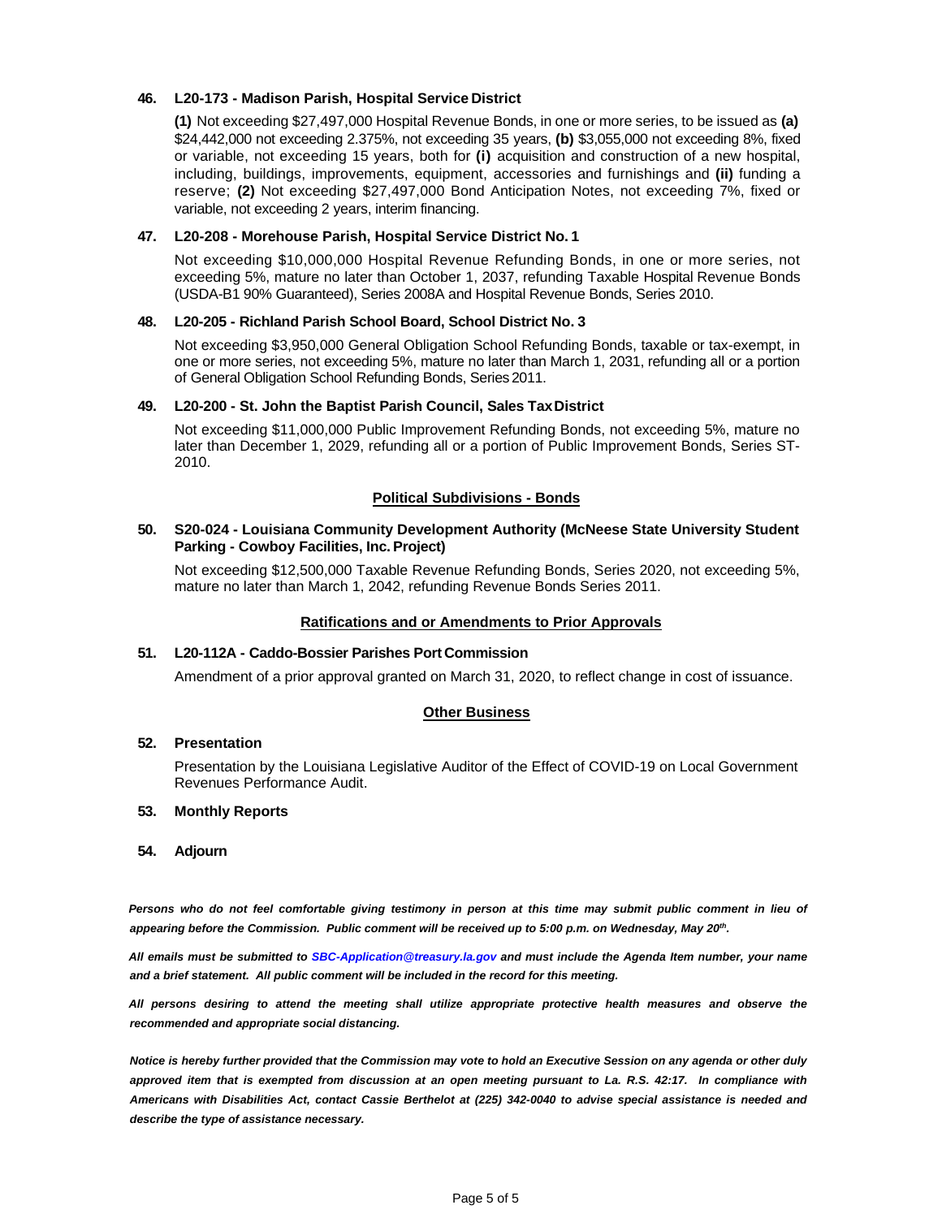**46. L20-173 - Madison Parish, Hospital Service District**

**(1)** Not exceeding $27,497,000 Hospital Revenue Bonds, in one or more series, to be issued as **(a)** $24,442,000 not exceeding 2.375%, not exceeding 35 years, **(b)** $3,055,000 not exceeding 8%, fixed or variable, not exceeding 15 years, both for **(i)** acquisition and construction of a new hospital, including, buildings, improvements, equipment, accessories and furnishings and **(ii)** funding a reserve; **(2)** Not exceeding $27,497,000 Bond Anticipation Notes, not exceeding 7%, fixed or variable, not exceeding 2 years, interim financing.

**47. L20-208 - Morehouse Parish, Hospital Service District No. 1**

Not exceeding $10,000,000 Hospital Revenue Refunding Bonds, in one or more series, not exceeding 5%, mature no later than October 1, 2037, refunding Taxable Hospital Revenue Bonds (USDA-B1 90% Guaranteed), Series 2008A and Hospital Revenue Bonds, Series 2010.

**48. L20-205 - Richland Parish School Board, School District No. 3**

Not exceeding $3,950,000 General Obligation School Refunding Bonds, taxable or tax-exempt, in one or more series, not exceeding 5%, mature no later than March 1, 2031, refunding all or a portion of General Obligation School Refunding Bonds, Series 2011.

**49. L20-200 - St. John the Baptist Parish Council, Sales Tax District**

Not exceeding $11,000,000 Public Improvement Refunding Bonds, not exceeding 5%, mature no later than December 1, 2029, refunding all or a portion of Public Improvement Bonds, Series ST-2010.

## Political Subdivisions - Bonds

**50. S20-024 - Louisiana Community Development Authority (McNeese State University Student Parking - Cowboy Facilities, Inc. Project)**

Not exceeding $12,500,000 Taxable Revenue Refunding Bonds, Series 2020, not exceeding 5%, mature no later than March 1, 2042, refunding Revenue Bonds Series 2011.

## Ratifications and or Amendments to Prior Approvals

**51. L20-112A - Caddo-Bossier Parishes Port Commission**

Amendment of a prior approval granted on March 31, 2020, to reflect change in cost of issuance.

## Other Business

**52. Presentation**

Presentation by the Louisiana Legislative Auditor of the Effect of COVID-19 on Local Government Revenues Performance Audit.

**53. Monthly Reports**

**54. Adjourn**

***Persons who do not feel comfortable giving testimony in person at this time may submit public comment in lieu of appearing before the Commission. Public comment will be received up to 5:00 p.m. on Wednesday, May 20th.***

***All emails must be submitted to SBC-Application@treasury.la.gov and must include the Agenda Item number, your name and a brief statement. All public comment will be included in the record for this meeting.***

***All persons desiring to attend the meeting shall utilize appropriate protective health measures and observe the recommended and appropriate social distancing.***

***Notice is hereby further provided that the Commission may vote to hold an Executive Session on any agenda or other duly approved item that is exempted from discussion at an open meeting pursuant to La. R.S. 42:17. In compliance with Americans with Disabilities Act, contact Cassie Berthelot at (225) 342-0040 to advise special assistance is needed and describe the type of assistance necessary.***